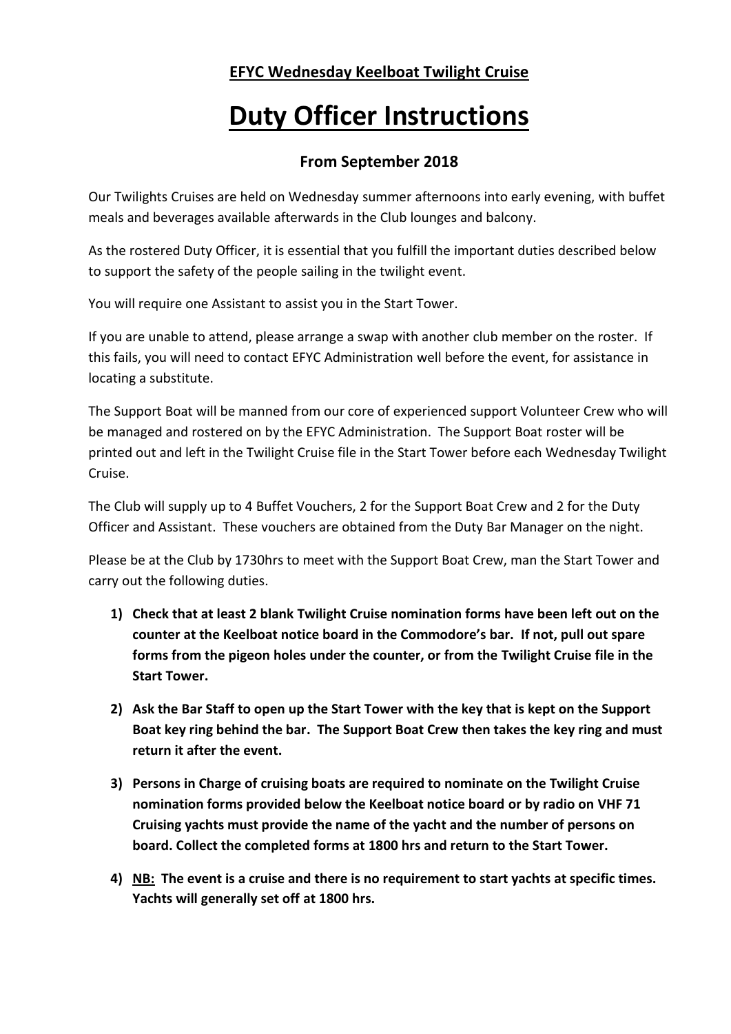## EFYC Wednesday Keelboat Twilight Cruise

# Duty Officer Instructions

### From September 2018

Our Twilights Cruises are held on Wednesday summer afternoons into early evening, with buffet meals and beverages available afterwards in the Club lounges and balcony.

As the rostered Duty Officer, it is essential that you fulfill the important duties described below to support the safety of the people sailing in the twilight event.

You will require one Assistant to assist you in the Start Tower.

If you are unable to attend, please arrange a swap with another club member on the roster. If this fails, you will need to contact EFYC Administration well before the event, for assistance in locating a substitute.

The Support Boat will be manned from our core of experienced support Volunteer Crew who will be managed and rostered on by the EFYC Administration. The Support Boat roster will be printed out and left in the Twilight Cruise file in the Start Tower before each Wednesday Twilight Cruise.

The Club will supply up to 4 Buffet Vouchers, 2 for the Support Boat Crew and 2 for the Duty Officer and Assistant. These vouchers are obtained from the Duty Bar Manager on the night.

Please be at the Club by 1730hrs to meet with the Support Boat Crew, man the Start Tower and carry out the following duties.

1) **Check that at least 2 blank Twilight Cruise nomination forms have been left out on the counter at the Keelboat notice board in the Commodore's bar. If not, pull out spare forms from the pigeon holes under the counter, or from the Twilight Cruise file in the Start Tower.**

2) **Ask the Bar Staff to open up the Start Tower with the key that is kept on the Support Boat key ring behind the bar. The Support Boat Crew then takes the key ring and must return it after the event.**

3) **Persons in Charge of cruising boats are required to nominate on the Twilight Cruise nomination forms provided below the Keelboat notice board or by radio on VHF 71 Cruising yachts must provide the name of the yacht and the number of persons on board. Collect the completed forms at 1800 hrs and return to the Start Tower.**

4) **NB: The event is a cruise and there is no requirement to start yachts at specific times. Yachts will generally set off at 1800 hrs.**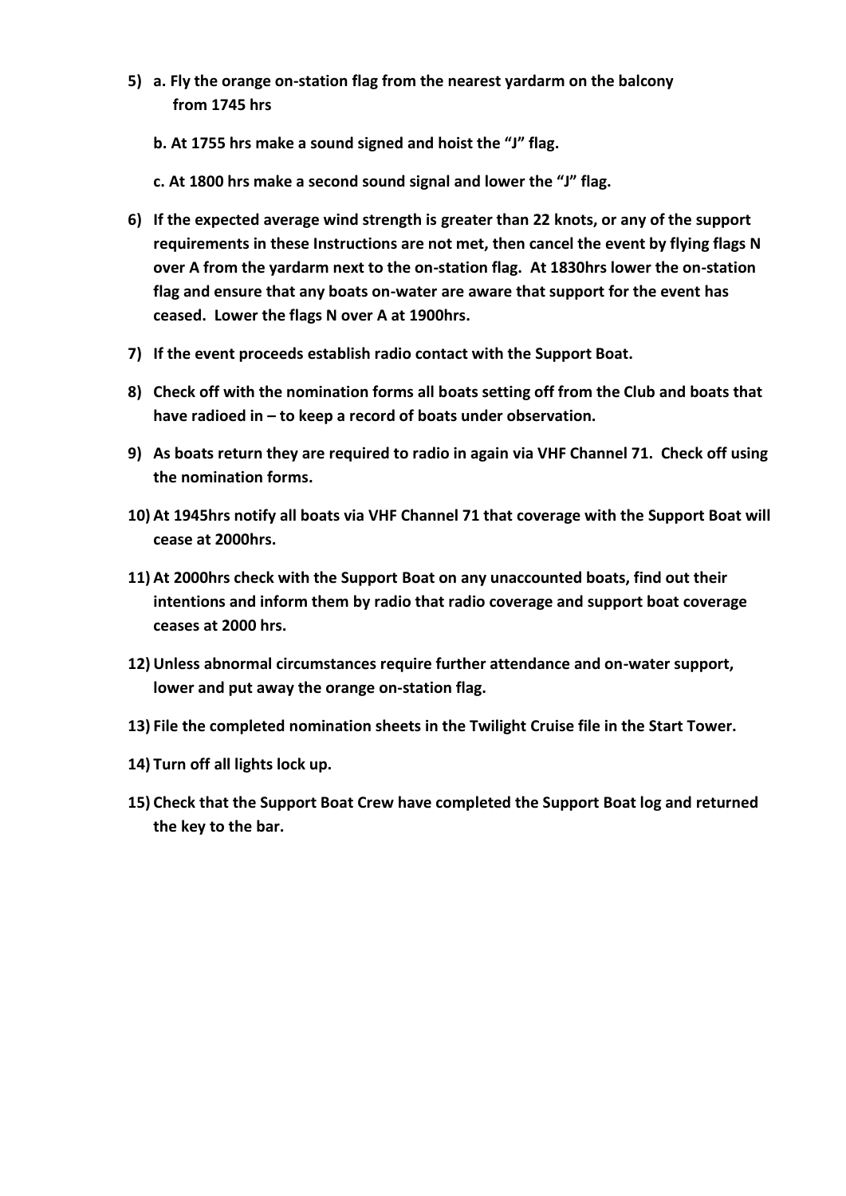**5) a. Fly the orange on-station flag from the nearest yardarm on the balcony from 1745 hrs**

**b. At 1755 hrs make a sound signed and hoist the "J" flag.**

**c. At 1800 hrs make a second sound signal and lower the "J" flag.**

**6) If the expected average wind strength is greater than 22 knots, or any of the support requirements in these Instructions are not met, then cancel the event by flying flags N over A from the yardarm next to the on-station flag. At 1830hrs lower the on-station flag and ensure that any boats on-water are aware that support for the event has ceased. Lower the flags N over A at 1900hrs.**

**7) If the event proceeds establish radio contact with the Support Boat.**

**8) Check off with the nomination forms all boats setting off from the Club and boats that have radioed in – to keep a record of boats under observation.**

**9) As boats return they are required to radio in again via VHF Channel 71. Check off using the nomination forms.**

**10) At 1945hrs notify all boats via VHF Channel 71 that coverage with the Support Boat will cease at 2000hrs.**

**11) At 2000hrs check with the Support Boat on any unaccounted boats, find out their intentions and inform them by radio that radio coverage and support boat coverage ceases at 2000 hrs.**

**12) Unless abnormal circumstances require further attendance and on-water support, lower and put away the orange on-station flag.**

**13) File the completed nomination sheets in the Twilight Cruise file in the Start Tower.**

**14) Turn off all lights lock up.**

**15) Check that the Support Boat Crew have completed the Support Boat log and returned the key to the bar.**